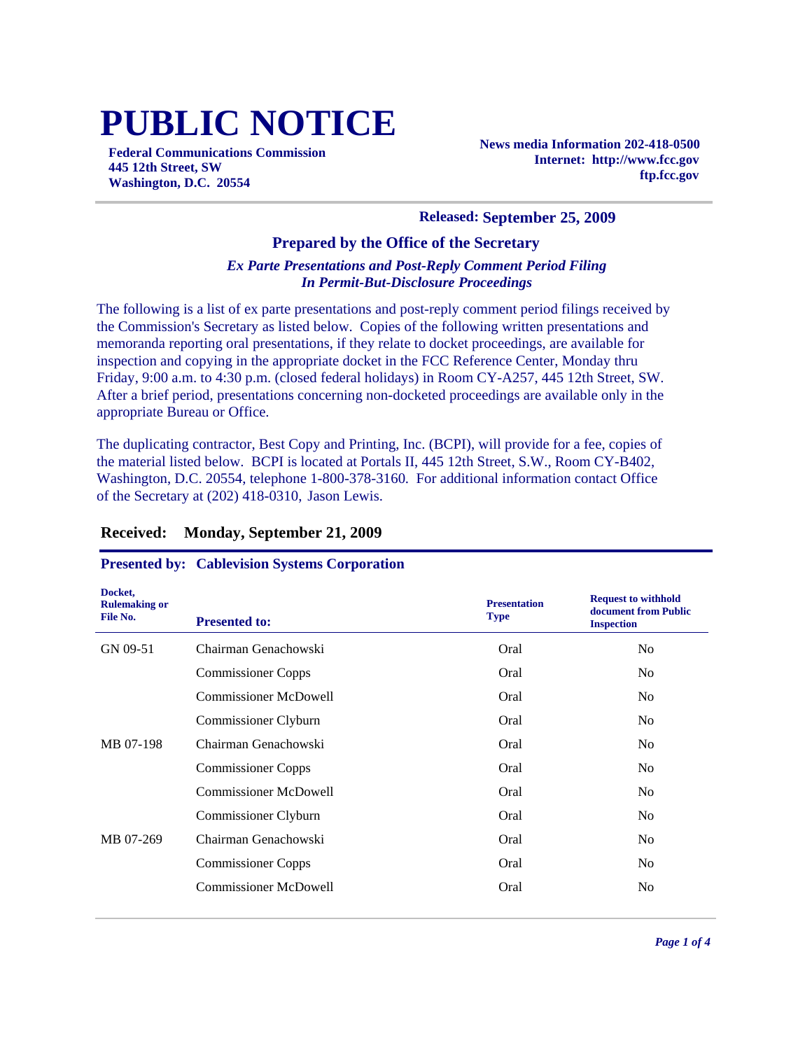# PUBLIC NOTICE

**Federal Communications Commission**
**445 12th Street, SW**
**Washington, D.C. 20554**

**News media Information 202-418-0500**
**Internet: http://www.fcc.gov**
**ftp.fcc.gov**

**Released: September 25, 2009**

**Prepared by the Office of the Secretary**

***Ex Parte Presentations and Post-Reply Comment Period Filing***
***In Permit-But-Disclosure Proceedings***

The following is a list of ex parte presentations and post-reply comment period filings received by the Commission's Secretary as listed below. Copies of the following written presentations and memoranda reporting oral presentations, if they relate to docket proceedings, are available for inspection and copying in the appropriate docket in the FCC Reference Center, Monday thru Friday, 9:00 a.m. to 4:30 p.m. (closed federal holidays) in Room CY-A257, 445 12th Street, SW. After a brief period, presentations concerning non-docketed proceedings are available only in the appropriate Bureau or Office.

The duplicating contractor, Best Copy and Printing, Inc. (BCPI), will provide for a fee, copies of the material listed below. BCPI is located at Portals II, 445 12th Street, S.W., Room CY-B402, Washington, D.C. 20554, telephone 1-800-378-3160. For additional information contact Office of the Secretary at (202) 418-0310, Jason Lewis.

## Received: Monday, September 21, 2009

### Presented by: Cablevision Systems Corporation

| Docket, Rulemaking or File No. | Presented to: | Presentation Type | Request to withhold document from Public Inspection |
|---|---|---|---|
| GN 09-51 | Chairman Genachowski | Oral | No |
| | Commissioner Copps | Oral | No |
| | Commissioner McDowell | Oral | No |
| | Commissioner Clyburn | Oral | No |
| MB 07-198 | Chairman Genachowski | Oral | No |
| | Commissioner Copps | Oral | No |
| | Commissioner McDowell | Oral | No |
| | Commissioner Clyburn | Oral | No |
| MB 07-269 | Chairman Genachowski | Oral | No |
| | Commissioner Copps | Oral | No |
| | Commissioner McDowell | Oral | No |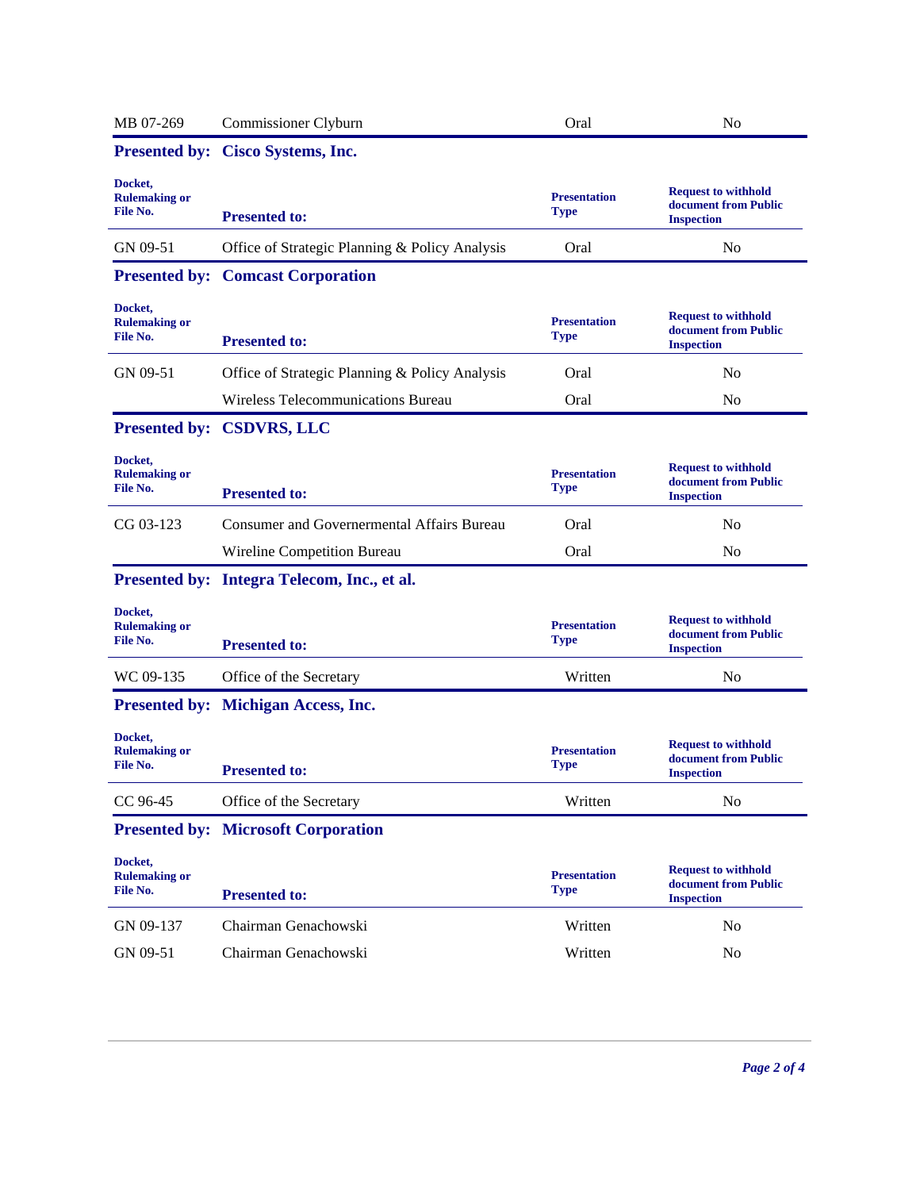| | | | |
|---|---|---|---|
| MB 07-269 | Commissioner Clyburn | Oral | No |

**Presented by: Cisco Systems, Inc.**

| Docket, Rulemaking or File No. | Presented to: | Presentation Type | Request to withhold document from Public Inspection |
|---|---|---|---|
| GN 09-51 | Office of Strategic Planning & Policy Analysis | Oral | No |

**Presented by: Comcast Corporation**

| Docket, Rulemaking or File No. | Presented to: | Presentation Type | Request to withhold document from Public Inspection |
|---|---|---|---|
| GN 09-51 | Office of Strategic Planning & Policy Analysis | Oral | No |
| | Wireless Telecommunications Bureau | Oral | No |

**Presented by: CSDVRS, LLC**

| Docket, Rulemaking or File No. | Presented to: | Presentation Type | Request to withhold document from Public Inspection |
|---|---|---|---|
| CG 03-123 | Consumer and Governermental Affairs Bureau | Oral | No |
| | Wireline Competition Bureau | Oral | No |

**Presented by: Integra Telecom, Inc., et al.**

| Docket, Rulemaking or File No. | Presented to: | Presentation Type | Request to withhold document from Public Inspection |
|---|---|---|---|
| WC 09-135 | Office of the Secretary | Written | No |

**Presented by: Michigan Access, Inc.**

| Docket, Rulemaking or File No. | Presented to: | Presentation Type | Request to withhold document from Public Inspection |
|---|---|---|---|
| CC 96-45 | Office of the Secretary | Written | No |

**Presented by: Microsoft Corporation**

| Docket, Rulemaking or File No. | Presented to: | Presentation Type | Request to withhold document from Public Inspection |
|---|---|---|---|
| GN 09-137 | Chairman Genachowski | Written | No |
| GN 09-51 | Chairman Genachowski | Written | No |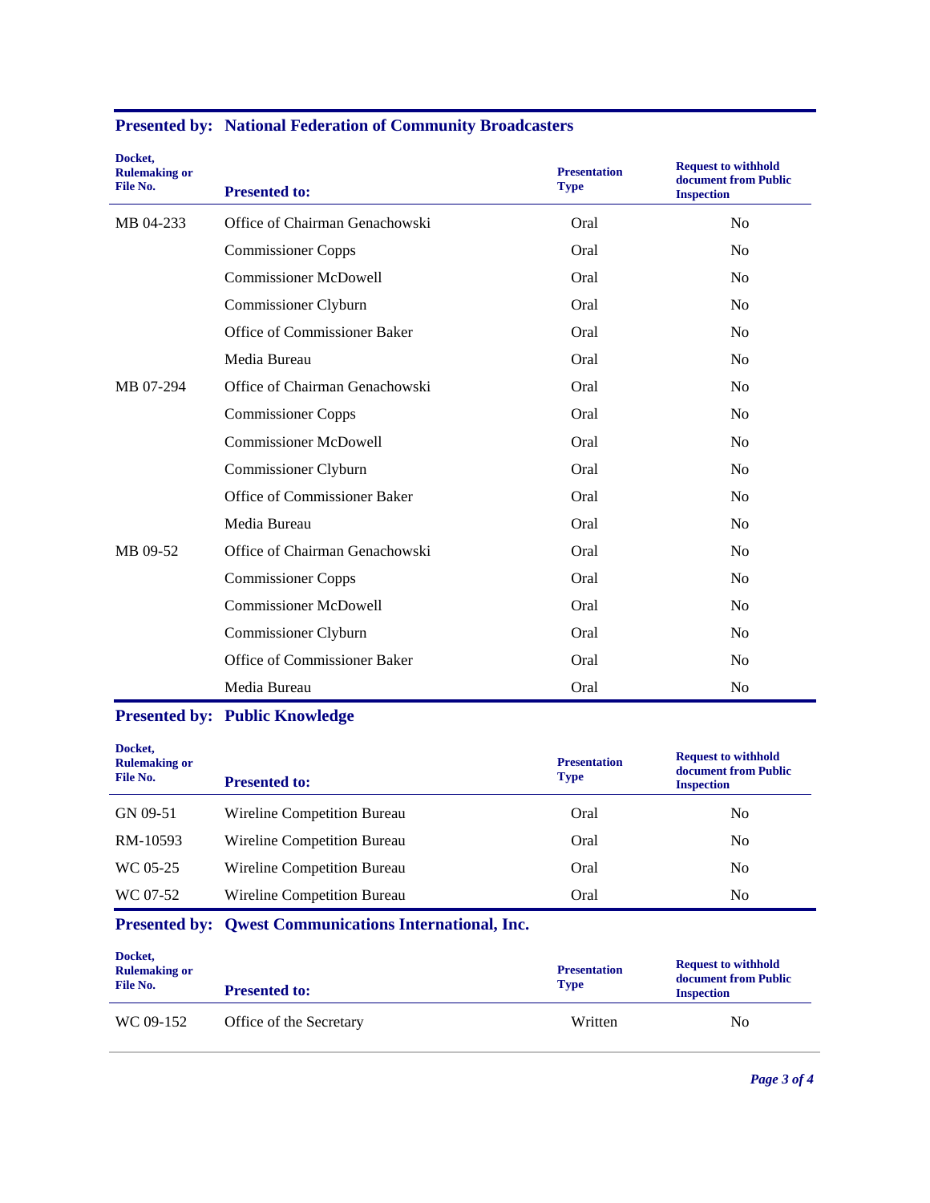## Presented by: National Federation of Community Broadcasters

| Docket, Rulemaking or File No. | Presented to: | Presentation Type | Request to withhold document from Public Inspection |
|---|---|---|---|
| MB 04-233 | Office of Chairman Genachowski | Oral | No |
| | Commissioner Copps | Oral | No |
| | Commissioner McDowell | Oral | No |
| | Commissioner Clyburn | Oral | No |
| | Office of Commissioner Baker | Oral | No |
| | Media Bureau | Oral | No |
| MB 07-294 | Office of Chairman Genachowski | Oral | No |
| | Commissioner Copps | Oral | No |
| | Commissioner McDowell | Oral | No |
| | Commissioner Clyburn | Oral | No |
| | Office of Commissioner Baker | Oral | No |
| | Media Bureau | Oral | No |
| MB 09-52 | Office of Chairman Genachowski | Oral | No |
| | Commissioner Copps | Oral | No |
| | Commissioner McDowell | Oral | No |
| | Commissioner Clyburn | Oral | No |
| | Office of Commissioner Baker | Oral | No |
| | Media Bureau | Oral | No |

## Presented by: Public Knowledge

| Docket, Rulemaking or File No. | Presented to: | Presentation Type | Request to withhold document from Public Inspection |
|---|---|---|---|
| GN 09-51 | Wireline Competition Bureau | Oral | No |
| RM-10593 | Wireline Competition Bureau | Oral | No |
| WC 05-25 | Wireline Competition Bureau | Oral | No |
| WC 07-52 | Wireline Competition Bureau | Oral | No |

## Presented by: Qwest Communications International, Inc.

| Docket, Rulemaking or File No. | Presented to: | Presentation Type | Request to withhold document from Public Inspection |
|---|---|---|---|
| WC 09-152 | Office of the Secretary | Written | No |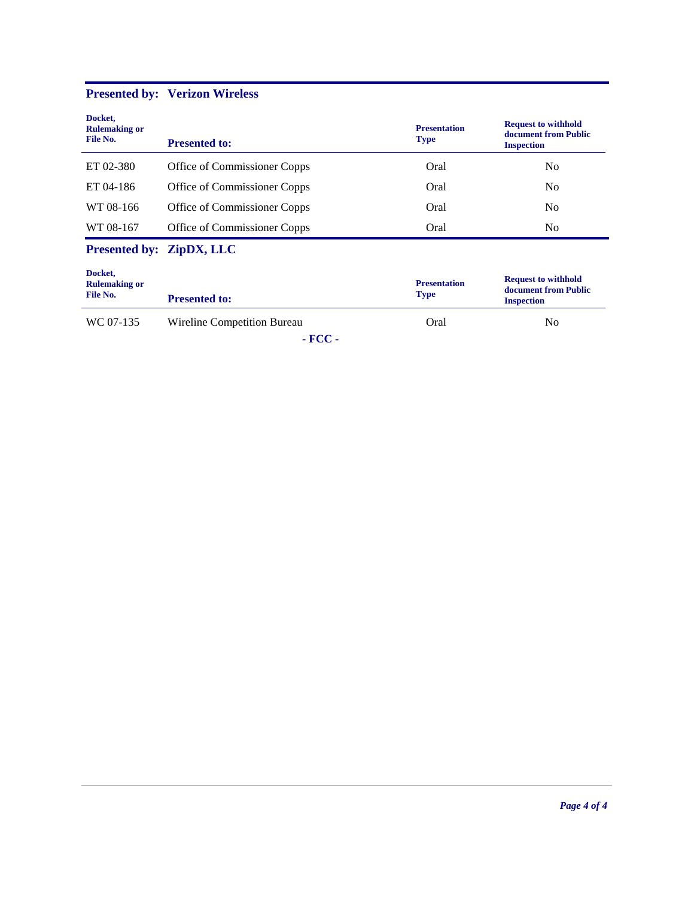## Presented by: Verizon Wireless

| Docket, Rulemaking or File No. | Presented to: | Presentation Type | Request to withhold document from Public Inspection |
|---|---|---|---|
| ET 02-380 | Office of Commissioner Copps | Oral | No |
| ET 04-186 | Office of Commissioner Copps | Oral | No |
| WT 08-166 | Office of Commissioner Copps | Oral | No |
| WT 08-167 | Office of Commissioner Copps | Oral | No |

## Presented by: ZipDX, LLC

| Docket, Rulemaking or File No. | Presented to: | Presentation Type | Request to withhold document from Public Inspection |
|---|---|---|---|
| WC 07-135 | Wireline Competition Bureau | Oral | No |

**- FCC -**